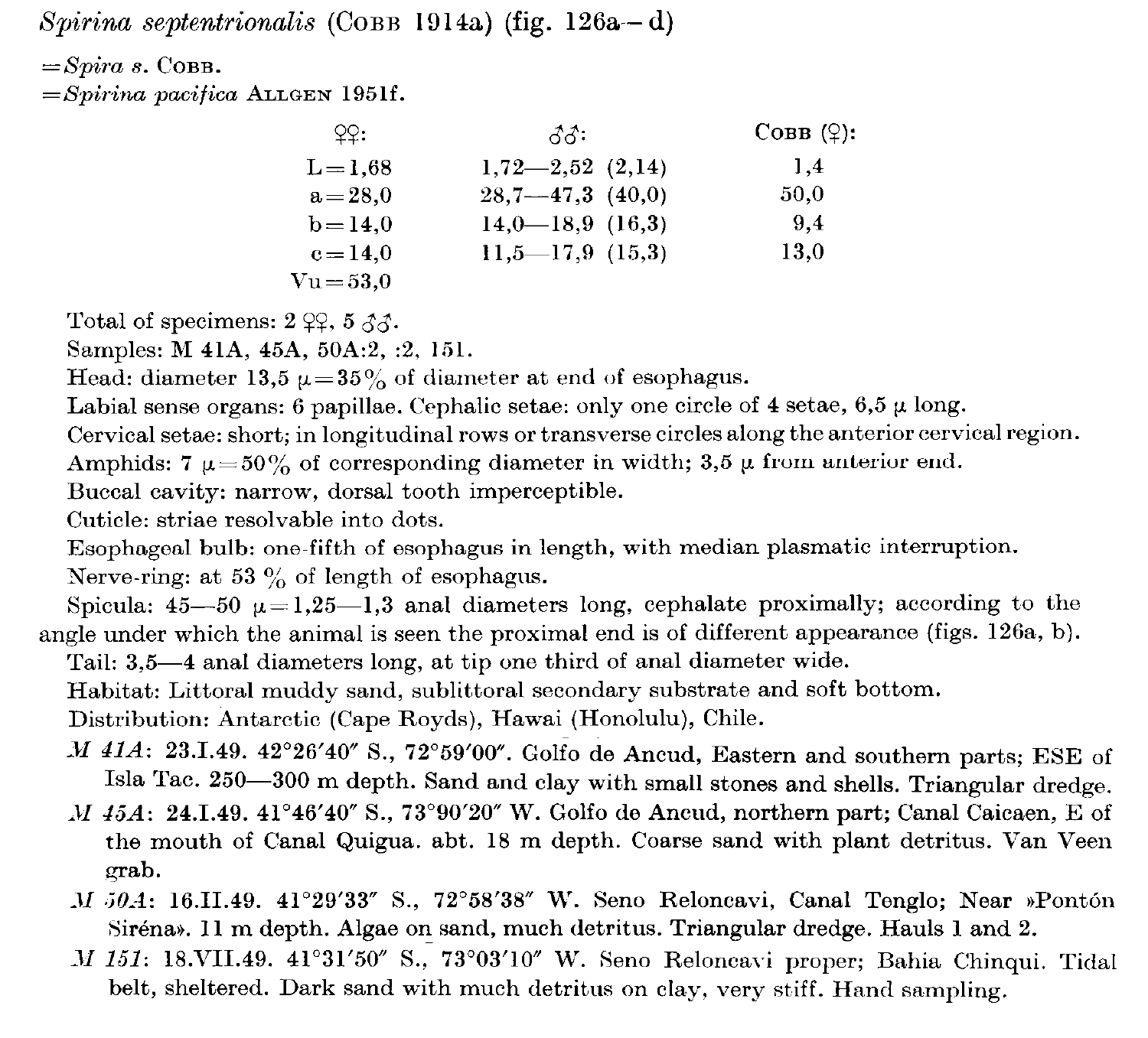*Spirina septentrionalis* (Cobb 1914a) (fig. 126a–d)

= *Spira s.* Cobb.
= *Spirina pacifica* Allgen 1951f.

| | ♀♀: | ♂♂: | Cobb (♀): |
|---|---|---|---|
| L | = 1,68 | 1,72—2,52 (2,14) | 1,4 |
| a | = 28,0 | 28,7—47,3 (40,0) | 50,0 |
| b | = 14,0 | 14,0—18,9 (16,3) | 9,4 |
| c | = 14,0 | 11,5—17,9 (15,3) | 13,0 |
| Vu | = 53,0 | | |

Total of specimens: 2 ♀♀, 5 ♂♂.
Samples: M 41A, 45A, 50A:2, :2, 151.
Head: diameter 13,5 μ = 35% of diameter at end of esophagus.
Labial sense organs: 6 papillae. Cephalic setae: only one circle of 4 setae, 6,5 μ long.
Cervical setae: short; in longitudinal rows or transverse circles along the anterior cervical region.
Amphids: 7 μ = 50% of corresponding diameter in width; 3,5 μ from anterior end.
Buccal cavity: narrow, dorsal tooth imperceptible.
Cuticle: striae resolvable into dots.
Esophageal bulb: one-fifth of esophagus in length, with median plasmatic interruption.
Nerve-ring: at 53 % of length of esophagus.
Spicula: 45—50 μ = 1,25—1,3 anal diameters long, cephalate proximally; according to the angle under which the animal is seen the proximal end is of different appearance (figs. 126a, b).
Tail: 3,5—4 anal diameters long, at tip one third of anal diameter wide.
Habitat: Littoral muddy sand, sublittoral secondary substrate and soft bottom.
Distribution: Antarctic (Cape Royds), Hawai (Honolulu), Chile.

*M 41A*: 23.I.49. 42°26′40″ S., 72°59′00″. Golfo de Ancud, Eastern and southern parts; ESE of Isla Tac. 250—300 m depth. Sand and clay with small stones and shells. Triangular dredge.

*M 45A*: 24.I.49. 41°46′40″ S., 73°90′20″ W. Golfo de Ancud, northern part; Canal Caicaen, E of the mouth of Canal Quigua. abt. 18 m depth. Coarse sand with plant detritus. Van Veen grab.

*M 50A*: 16.II.49. 41°29′33″ S., 72°58′38″ W. Seno Reloncavi, Canal Tenglo; Near »Pontón Siréna». 11 m depth. Algae on sand, much detritus. Triangular dredge. Hauls 1 and 2.

*M 151*: 18.VII.49. 41°31′50″ S., 73°03′10″ W. Seno Reloncavi proper; Bahia Chinqui. Tidal belt, sheltered. Dark sand with much detritus on clay, very stiff. Hand sampling.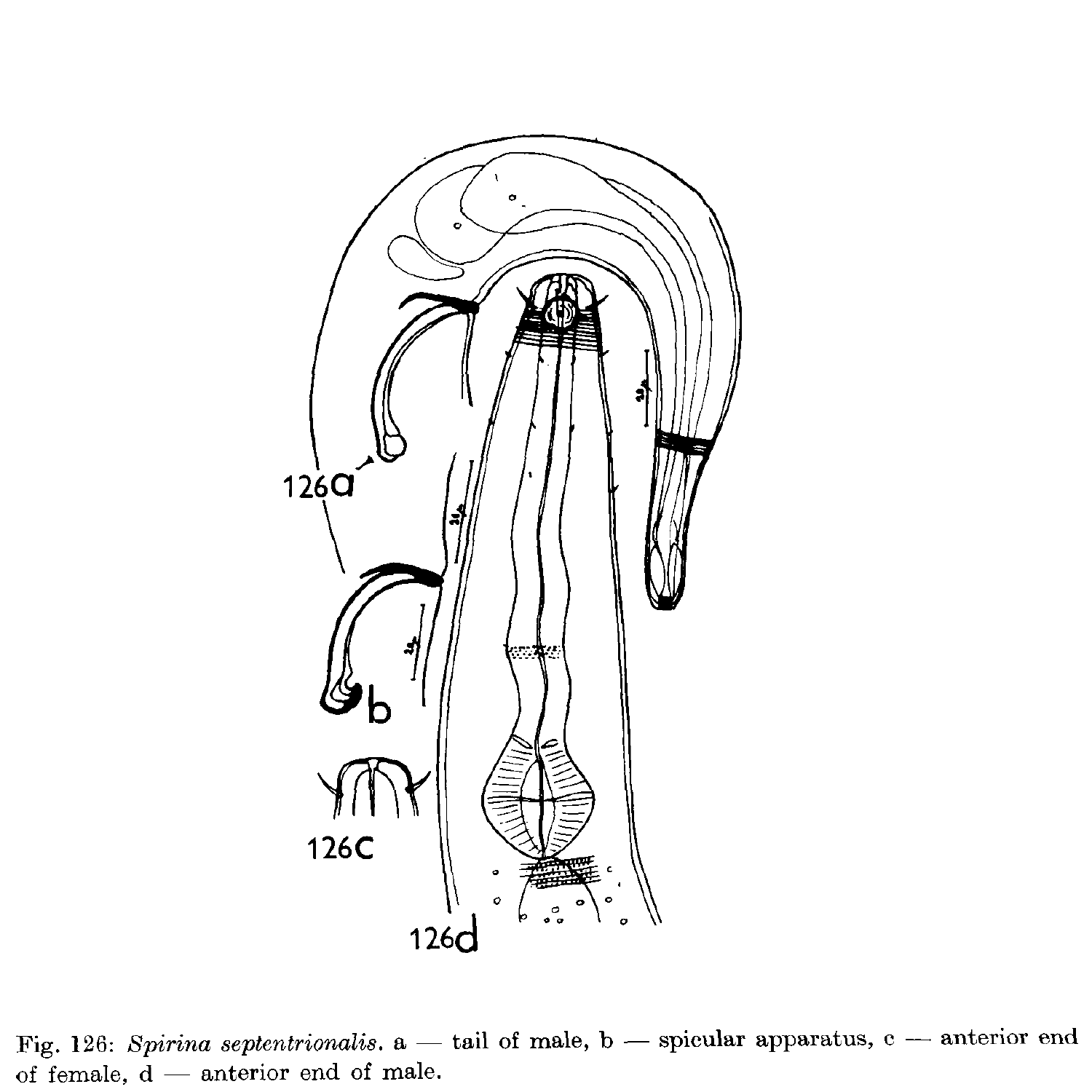126a

b

126c

126d

Fig. 126: *Spirina septentrionalis*. a — tail of male, b — spicular apparatus, c — anterior end of female, d — anterior end of male.